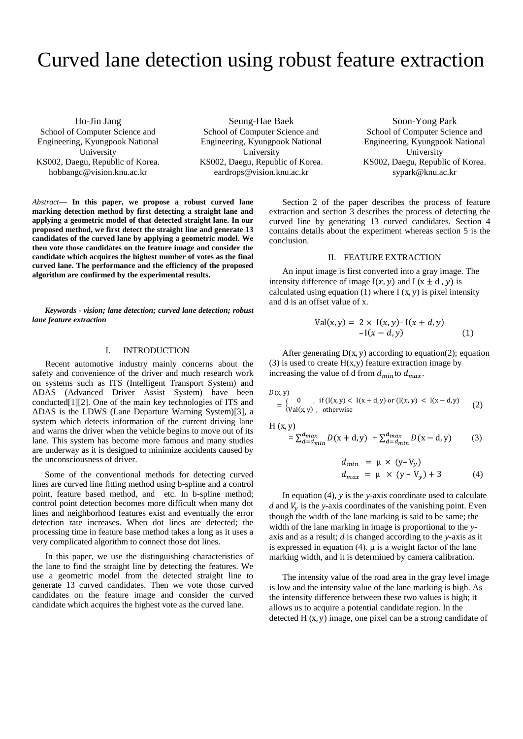# Curved lane detection using robust feature extraction

Ho-Jin Jang
School of Computer Science and Engineering, Kyungpook National University
KS002, Daegu, Republic of Korea.
hobbangc@vision.knu.ac.kr

Seung-Hae Baek
School of Computer Science and Engineering, Kyungpook National University
KS002, Daegu, Republic of Korea.
eardrops@vision.knu.ac.kr

Soon-Yong Park
School of Computer Science and Engineering, Kyungpook National University
KS002, Daegu, Republic of Korea.
sypark@knu.ac.kr

*Abstract*— **In this paper, we propose a robust curved lane marking detection method by first detecting a straight lane and applying a geometric model of that detected straight lane. In our proposed method, we first detect the straight line and generate 13 candidates of the curved lane by applying a geometric model. We then vote those candidates on the feature image and consider the candidate which acquires the highest number of votes as the final curved lane. The performance and the efficiency of the proposed algorithm are confirmed by the experimental results.**

***Keywords - vision; lane detection; curved lane detection; robust lane feature extraction***

## I. INTRODUCTION

Recent automotive industry mainly concerns about the safety and convenience of the driver and much research work on systems such as ITS (Intelligent Transport System) and ADAS (Advanced Driver Assist System) have been conducted[1][2]. One of the main key technologies of ITS and ADAS is the LDWS (Lane Departure Warning System)[3], a system which detects information of the current driving lane and warns the driver when the vehicle begins to move out of its lane. This system has become more famous and many studies are underway as it is designed to minimize accidents caused by the unconsciousness of driver.

Some of the conventional methods for detecting curved lines are curved line fitting method using b-spline and a control point, feature based method, and etc. In b-spline method; control point detection becomes more difficult when many dot lines and neighborhood features exist and eventually the error detection rate increases. When dot lines are detected; the processing time in feature base method takes a long as it uses a very complicated algorithm to connect those dot lines.

In this paper, we use the distinguishing characteristics of the lane to find the straight line by detecting the features. We use a geometric model from the detected straight line to generate 13 curved candidates. Then we vote those curved candidates on the feature image and consider the curved candidate which acquires the highest vote as the curved lane.

Section 2 of the paper describes the process of feature extraction and section 3 describes the process of detecting the curved line by generating 13 curved candidates. Section 4 contains details about the experiment whereas section 5 is the conclusion.

## II. FEATURE EXTRACTION

An input image is first converted into a gray image. The intensity difference of image $I(x, y)$ and $I(x \pm d, y)$ is calculated using equation (1) where $I(x, y)$ is pixel intensity and d is an offset value of x.

$$\mathrm{Val}(x, y) = 2 \times I(x, y) - I(x + d, y) - I(x - d, y) \tag{1}$$

After generating $D(x, y)$ according to equation(2); equation (3) is used to create H(x,y) feature extraction image by increasing the value of d from $d_{min}$ to $d_{max}$.

$$D(x, y) = \begin{cases} 0, & \text{if } (I(x, y) < I(x + d, y) \text{ or } (I(x, y) < I(x - d, y)) \\ \mathrm{Val}(x, y), & \text{otherwise} \end{cases} \tag{2}$$

$$H(x, y) = \sum_{d=d_{min}}^{d_{max}} D(x + d, y) + \sum_{d=d_{min}}^{d_{max}} D(x - d, y) \tag{3}$$

$$\begin{aligned} d_{min} &= \mu \times (y - V_y) \\ d_{max} &= \mu \times (y - V_y) + 3 \end{aligned} \tag{4}$$

In equation (4), *y* is the *y*-axis coordinate used to calculate *d* and $V_y$ is the *y*-axis coordinates of the vanishing point. Even though the width of the lane marking is said to be same; the width of the lane marking in image is proportional to the *y*-axis and as a result; *d* is changed according to the *y*-axis as it is expressed in equation (4). μ is a weight factor of the lane marking width, and it is determined by camera calibration.

The intensity value of the road area in the gray level image is low and the intensity value of the lane marking is high. As the intensity difference between these two values is high; it allows us to acquire a potential candidate region. In the detected $H(x, y)$ image, one pixel can be a strong candidate of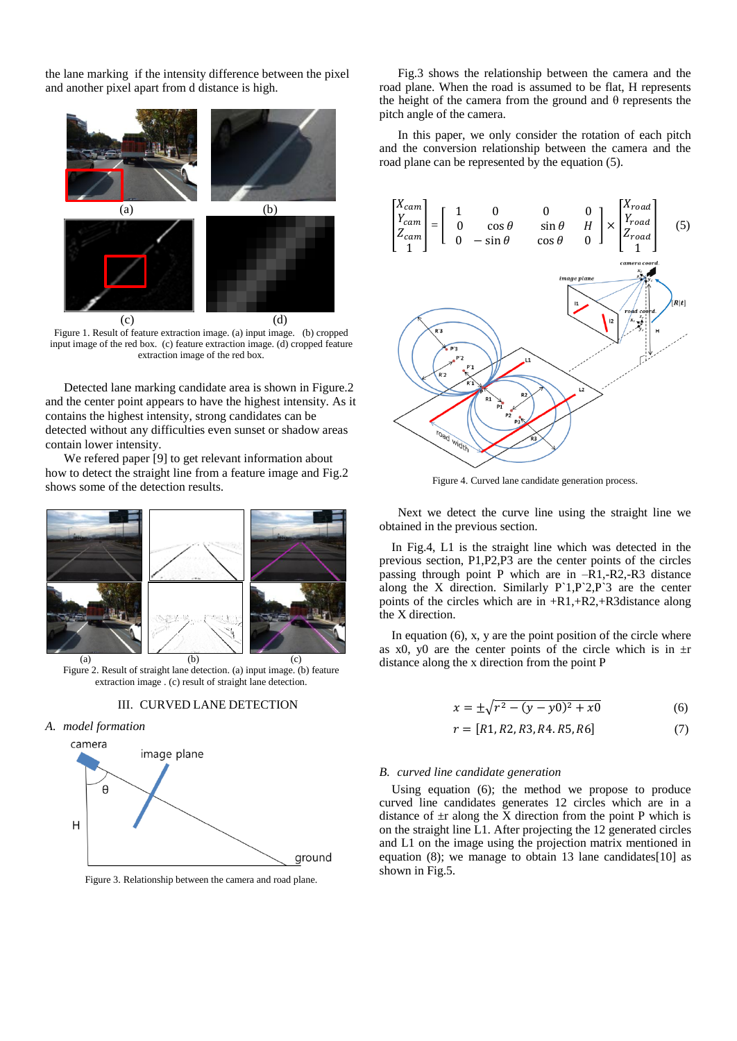the lane marking if the intensity difference between the pixel and another pixel apart from d distance is high.

Figure 1. Result of feature extraction image. (a) input image. (b) cropped input image of the red box. (c) feature extraction image. (d) cropped feature extraction image of the red box.

Detected lane marking candidate area is shown in Figure.2 and the center point appears to have the highest intensity. As it contains the highest intensity, strong candidates can be detected without any difficulties even sunset or shadow areas contain lower intensity.

We refered paper [9] to get relevant information about how to detect the straight line from a feature image and Fig.2 shows some of the detection results.

Figure 2. Result of straight lane detection. (a) input image. (b) feature extraction image . (c) result of straight lane detection.

## III. CURVED LANE DETECTION

### *A. model formation*

Figure 3. Relationship between the camera and road plane.

Fig.3 shows the relationship between the camera and the road plane. When the road is assumed to be flat, H represents the height of the camera from the ground and θ represents the pitch angle of the camera.

In this paper, we only consider the rotation of each pitch and the conversion relationship between the camera and the road plane can be represented by the equation (5).

$$\begin{bmatrix} X_{cam} \\ Y_{cam} \\ Z_{cam} \\ 1 \end{bmatrix} = \begin{bmatrix} 1 & 0 & 0 & 0 \\ 0 & \cos\theta & \sin\theta & H \\ 0 & -\sin\theta & \cos\theta & 0 \end{bmatrix} \times \begin{bmatrix} X_{road} \\ Y_{road} \\ Z_{road} \\ 1 \end{bmatrix} \quad (5)$$

Figure 4. Curved lane candidate generation process.

Next we detect the curve line using the straight line we obtained in the previous section.

In Fig.4, L1 is the straight line which was detected in the previous section, P1,P2,P3 are the center points of the circles passing through point P which are in –R1,-R2,-R3 distance along the X direction. Similarly P`1,P`2,P`3 are the center points of the circles which are in +R1,+R2,+R3distance along the X direction.

In equation (6), x, y are the point position of the circle where as x0, y0 are the center points of the circle which is in ±r distance along the x direction from the point P

$$x = \pm\sqrt{r^2 - (y - y0)^2} + x0 \quad (6)$$

$$r = [R1, R2, R3, R4. R5, R6] \quad (7)$$

### *B. curved line candidate generation*

Using equation (6); the method we propose to produce curved line candidates generates 12 circles which are in a distance of ±r along the X direction from the point P which is on the straight line L1. After projecting the 12 generated circles and L1 on the image using the projection matrix mentioned in equation (8); we manage to obtain 13 lane candidates[10] as shown in Fig.5.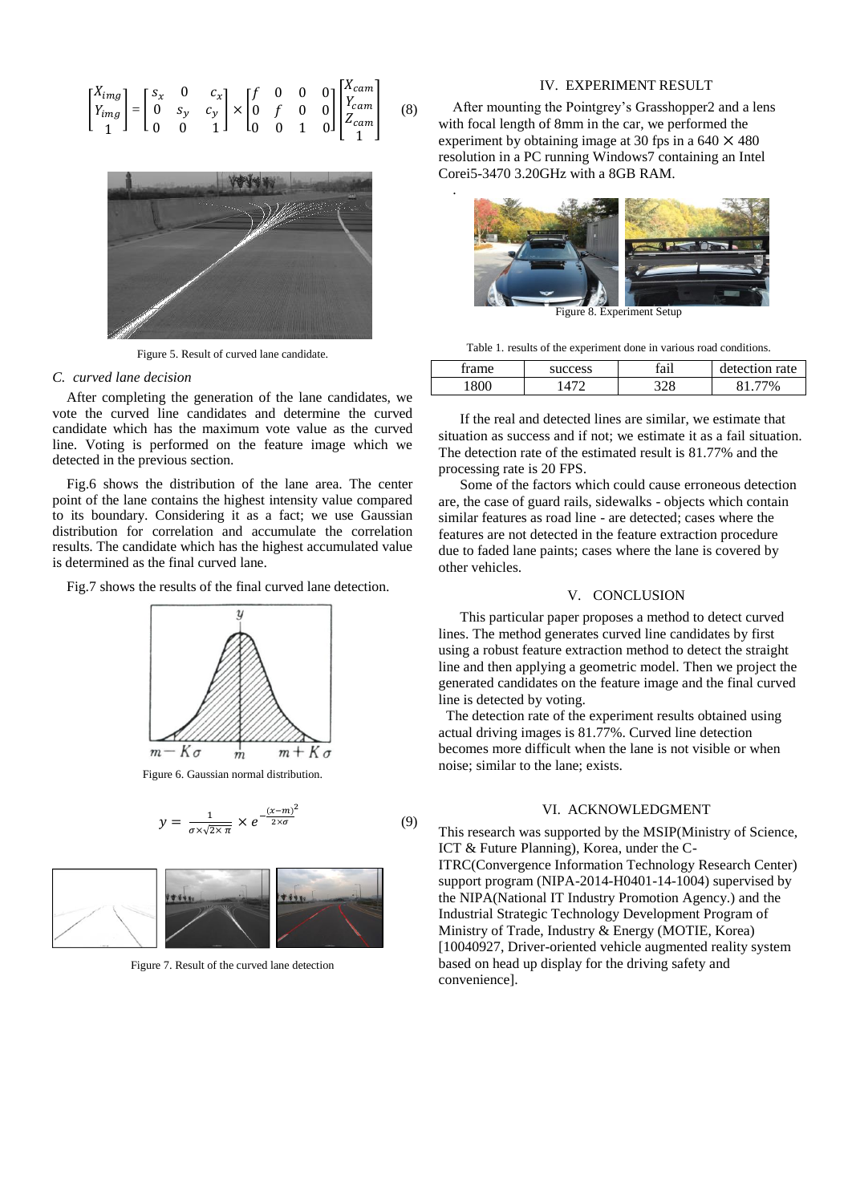$$
\begin{bmatrix} X_{img} \\ Y_{img} \\ 1 \end{bmatrix} = \begin{bmatrix} s_x & 0 & c_x \\ 0 & s_y & c_y \\ 0 & 0 & 1 \end{bmatrix} \times \begin{bmatrix} f & 0 & 0 & 0 \\ 0 & f & 0 & 0 \\ 0 & 0 & 1 & 0 \end{bmatrix} \begin{bmatrix} X_{cam} \\ Y_{cam} \\ Z_{cam} \\ 1 \end{bmatrix} \quad (8)
$$

Figure 5. Result of curved lane candidate.

### C. *curved lane decision*

After completing the generation of the lane candidates, we vote the curved line candidates and determine the curved candidate which has the maximum vote value as the curved line. Voting is performed on the feature image which we detected in the previous section.

Fig.6 shows the distribution of the lane area. The center point of the lane contains the highest intensity value compared to its boundary. Considering it as a fact; we use Gaussian distribution for correlation and accumulate the correlation results. The candidate which has the highest accumulated value is determined as the final curved lane.

Fig.7 shows the results of the final curved lane detection.

Figure 6. Gaussian normal distribution.

$$
y = \frac{1}{\sigma \times \sqrt{2 \times \pi}} \times e^{-\frac{(x-m)^2}{2 \times \sigma}} \quad (9)
$$

Figure 7. Result of the curved lane detection

## IV. EXPERIMENT RESULT

After mounting the Pointgrey's Grasshopper2 and a lens with focal length of 8mm in the car, we performed the experiment by obtaining image at 30 fps in a 640 × 480 resolution in a PC running Windows7 containing an Intel Corei5-3470 3.20GHz with a 8GB RAM.

Figure 8. Experiment Setup

Table 1. results of the experiment done in various road conditions.

| frame | success | fail | detection rate |
|---|---|---|---|
| 1800 | 1472 | 328 | 81.77% |

If the real and detected lines are similar, we estimate that situation as success and if not; we estimate it as a fail situation. The detection rate of the estimated result is 81.77% and the processing rate is 20 FPS.

Some of the factors which could cause erroneous detection are, the case of guard rails, sidewalks - objects which contain similar features as road line - are detected; cases where the features are not detected in the feature extraction procedure due to faded lane paints; cases where the lane is covered by other vehicles.

## V. CONCLUSION

This particular paper proposes a method to detect curved lines. The method generates curved line candidates by first using a robust feature extraction method to detect the straight line and then applying a geometric model. Then we project the generated candidates on the feature image and the final curved line is detected by voting.

The detection rate of the experiment results obtained using actual driving images is 81.77%. Curved line detection becomes more difficult when the lane is not visible or when noise; similar to the lane; exists.

## VI. ACKNOWLEDGMENT

This research was supported by the MSIP(Ministry of Science, ICT & Future Planning), Korea, under the C-ITRC(Convergence Information Technology Research Center) support program (NIPA-2014-H0401-14-1004) supervised by the NIPA(National IT Industry Promotion Agency.) and the Industrial Strategic Technology Development Program of Ministry of Trade, Industry & Energy (MOTIE, Korea) [10040927, Driver-oriented vehicle augmented reality system based on head up display for the driving safety and convenience].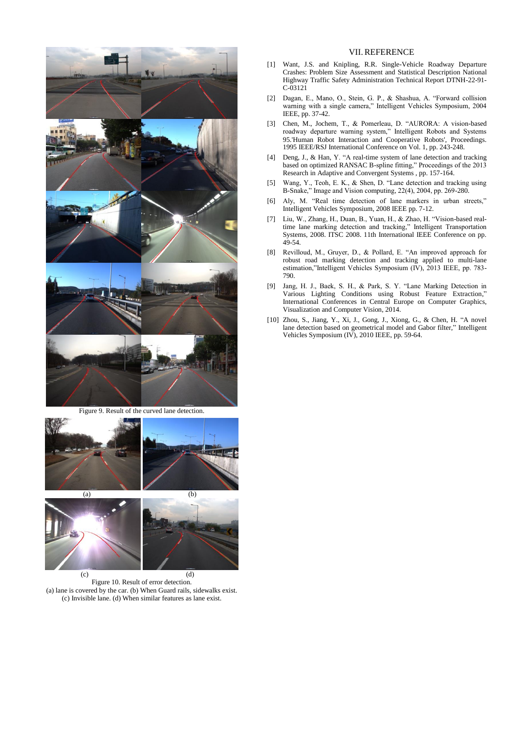Figure 9. Result of the curved lane detection.

(a) (b)

(c) (d)

Figure 10. Result of error detection.
(a) lane is covered by the car. (b) When Guard rails, sidewalks exist. (c) Invisible lane. (d) When similar features as lane exist.

## VII. REFERENCE

[1] Want, J.S. and Knipling, R.R. Single-Vehicle Roadway Departure Crashes: Problem Size Assessment and Statistical Description National Highway Traffic Safety Administration Technical Report DTNH-22-91-C-03121

[2] Dagan, E., Mano, O., Stein, G. P., & Shashua, A. "Forward collision warning with a single camera," Intelligent Vehicles Symposium, 2004 IEEE, pp. 37-42.

[3] Chen, M., Jochem, T., & Pomerleau, D. "AURORA: A vision-based roadway departure warning system," Intelligent Robots and Systems 95.'Human Robot Interaction and Cooperative Robots', Proceedings. 1995 IEEE/RSJ International Conference on Vol. 1, pp. 243-248.

[4] Deng, J., & Han, Y. "A real-time system of lane detection and tracking based on optimized RANSAC B-spline fitting," Proceedings of the 2013 Research in Adaptive and Convergent Systems , pp. 157-164.

[5] Wang, Y., Teoh, E. K., & Shen, D. "Lane detection and tracking using B-Snake," Image and Vision computing, 22(4), 2004, pp. 269-280.

[6] Aly, M. "Real time detection of lane markers in urban streets," Intelligent Vehicles Symposium, 2008 IEEE pp. 7-12.

[7] Liu, W., Zhang, H., Duan, B., Yuan, H., & Zhao, H. "Vision-based real-time lane marking detection and tracking," Intelligent Transportation Systems, 2008. ITSC 2008. 11th International IEEE Conference on pp. 49-54.

[8] Revilloud, M., Gruyer, D., & Pollard, E. "An improved approach for robust road marking detection and tracking applied to multi-lane estimation,"Intelligent Vehicles Symposium (IV), 2013 IEEE, pp. 783-790.

[9] Jang, H. J., Baek, S. H., & Park, S. Y. "Lane Marking Detection in Various Lighting Conditions using Robust Feature Extraction," International Conferences in Central Europe on Computer Graphics, Visualization and Computer Vision, 2014.

[10] Zhou, S., Jiang, Y., Xi, J., Gong, J., Xiong, G., & Chen, H. "A novel lane detection based on geometrical model and Gabor filter," Intelligent Vehicles Symposium (IV), 2010 IEEE, pp. 59-64.